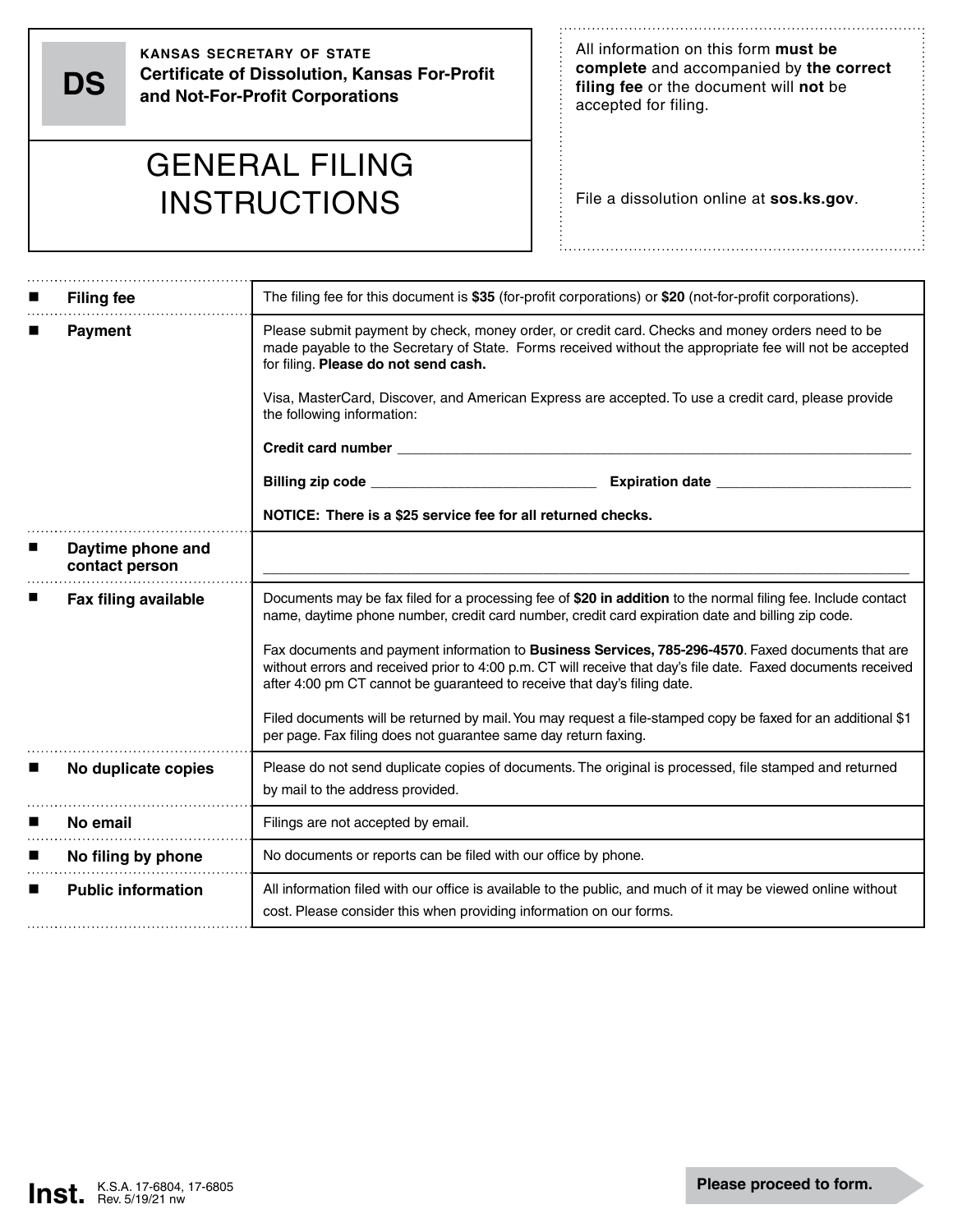**DS**

**KANSAS SECRETARY OF STATE**
**Certificate of Dissolution, Kansas For-Profit and Not-For-Profit Corporations**

# GENERAL FILING INSTRUCTIONS

All information on this form **must be complete** and accompanied by **the correct filing fee** or the document will **not** be accepted for filing.

File a dissolution online at **sos.ks.gov**.

| | |
|---|---|
| **Filing fee** | The filing fee for this document is **$35** (for-profit corporations) or **$20** (not-for-profit corporations). |
| **Payment** | Please submit payment by check, money order, or credit card. Checks and money orders need to be made payable to the Secretary of State. Forms received without the appropriate fee will not be accepted for filing. **Please do not send cash.**<br><br>Visa, MasterCard, Discover, and American Express are accepted. To use a credit card, please provide the following information:<br><br>**Credit card number** ______________________________<br><br>**Billing zip code** ______________ **Expiration date** ______________<br><br>**NOTICE: There is a $25 service fee for all returned checks.** |
| **Daytime phone and contact person** | ______________________________ |
| **Fax filing available** | Documents may be fax filed for a processing fee of **$20 in addition** to the normal filing fee. Include contact name, daytime phone number, credit card number, credit card expiration date and billing zip code.<br><br>Fax documents and payment information to **Business Services, 785-296-4570**. Faxed documents that are without errors and received prior to 4:00 p.m. CT will receive that day's file date. Faxed documents received after 4:00 pm CT cannot be guaranteed to receive that day's filing date.<br><br>Filed documents will be returned by mail. You may request a file-stamped copy be faxed for an additional $1 per page. Fax filing does not guarantee same day return faxing. |
| **No duplicate copies** | Please do not send duplicate copies of documents. The original is processed, file stamped and returned by mail to the address provided. |
| **No email** | Filings are not accepted by email. |
| **No filing by phone** | No documents or reports can be filed with our office by phone. |
| **Public information** | All information filed with our office is available to the public, and much of it may be viewed online without cost. Please consider this when providing information on our forms. |

**Inst.** K.S.A. 17-6804, 17-6805
Rev. 5/19/21 nw

**Please proceed to form.**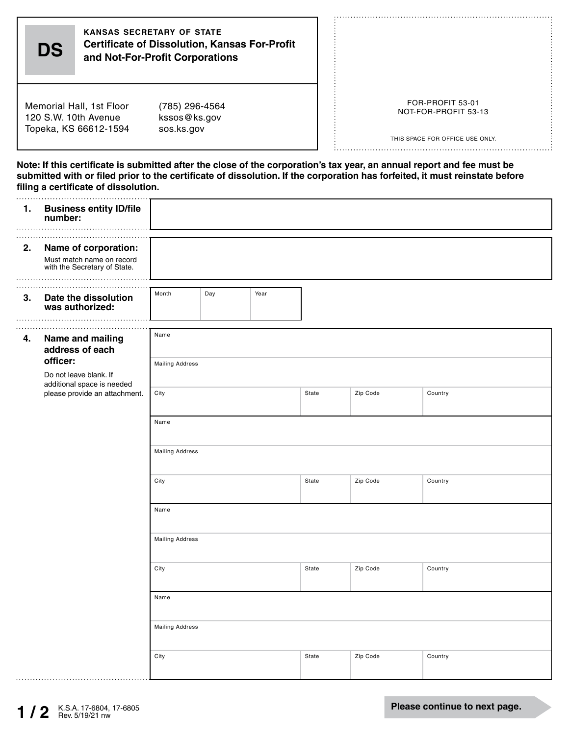# DS

**KANSAS SECRETARY OF STATE**

**Certificate of Dissolution, Kansas For-Profit and Not-For-Profit Corporations**

Memorial Hall, 1st Floor
120 S.W. 10th Avenue
Topeka, KS 66612-1594

(785) 296-4564
kssos@ks.gov
sos.ks.gov

FOR-PROFIT 53-01
NOT-FOR-PROFIT 53-13

THIS SPACE FOR OFFICE USE ONLY.

**Note: If this certificate is submitted after the close of the corporation's tax year, an annual report and fee must be submitted with or filed prior to the certificate of dissolution. If the corporation has forfeited, it must reinstate before filing a certificate of dissolution.**

**1. Business entity ID/file number:**

**2. Name of corporation:**
Must match name on record with the Secretary of State.

**3. Date the dissolution was authorized:**

| Month | Day | Year |
|---|---|---|
| | | |

**4. Name and mailing address of each officer:**
Do not leave blank. If additional space is needed please provide an attachment.

| Name | | | |
|---|---|---|---|
| Mailing Address | | | |
| City | State | Zip Code | Country |

| Name | | | |
|---|---|---|---|
| Mailing Address | | | |
| City | State | Zip Code | Country |

| Name | | | |
|---|---|---|---|
| Mailing Address | | | |
| City | State | Zip Code | Country |

| Name | | | |
|---|---|---|---|
| Mailing Address | | | |
| City | State | Zip Code | Country |

K.S.A. 17-6804, 17-6805
Rev. 5/19/21 nw

**Please continue to next page.**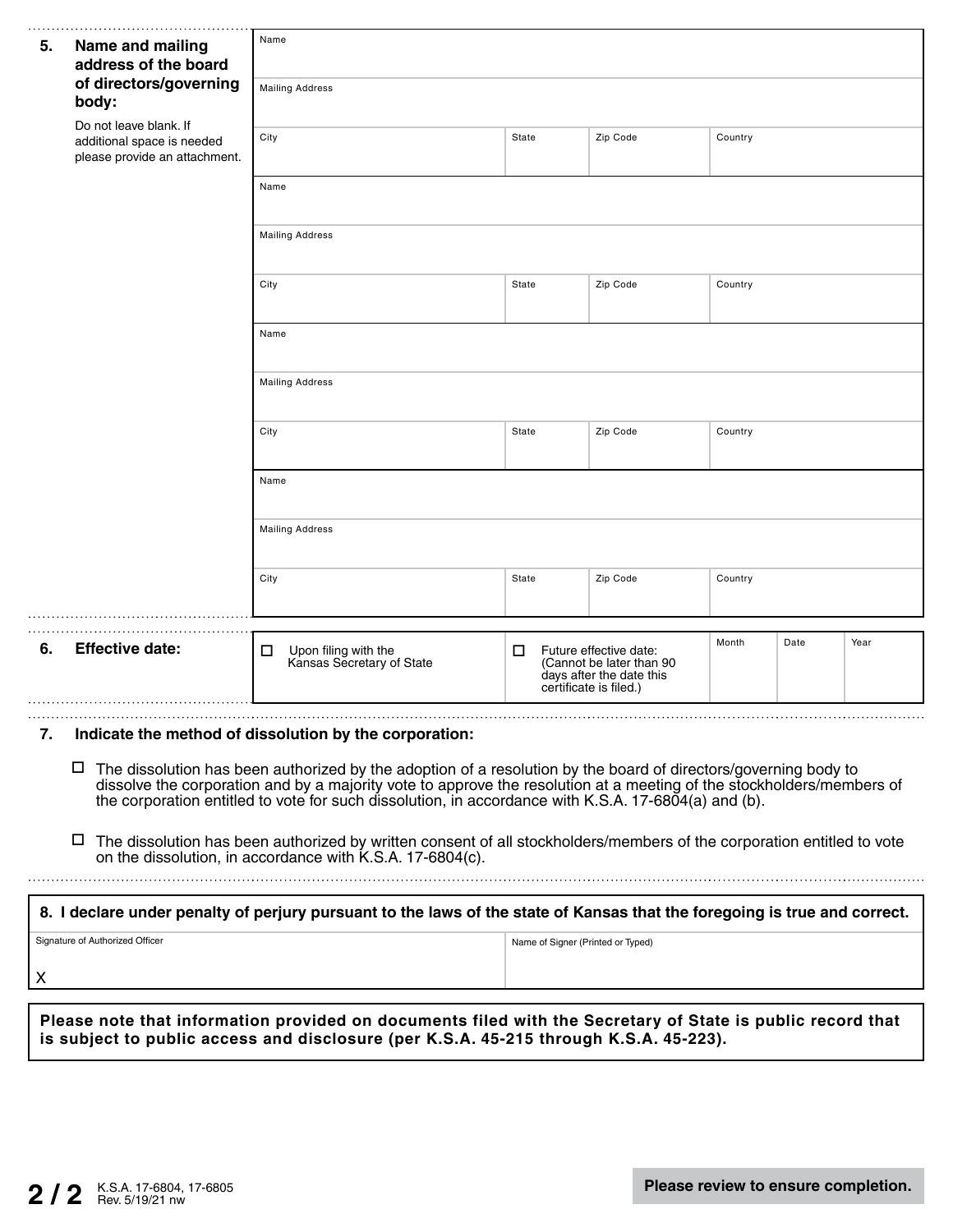**5. Name and mailing address of the board of directors/governing body:**

Do not leave blank. If additional space is needed please provide an attachment.

| | | | |
|---|---|---|---|
| Name | | | |
| Mailing Address | | | |
| City | State | Zip Code | Country |
| Name | | | |
| Mailing Address | | | |
| City | State | Zip Code | Country |
| Name | | | |
| Mailing Address | | | |
| City | State | Zip Code | Country |
| Name | | | |
| Mailing Address | | | |
| City | State | Zip Code | Country |

**6. Effective date:**

| | | | | |
|---|---|---|---|---|
| ☐ Upon filing with the Kansas Secretary of State | ☐ Future effective date: (Cannot be later than 90 days after the date this certificate is filed.) | Month | Date | Year |

**7. Indicate the method of dissolution by the corporation:**

☐ The dissolution has been authorized by the adoption of a resolution by the board of directors/governing body to dissolve the corporation and by a majority vote to approve the resolution at a meeting of the stockholders/members of the corporation entitled to vote for such dissolution, in accordance with K.S.A. 17-6804(a) and (b).

☐ The dissolution has been authorized by written consent of all stockholders/members of the corporation entitled to vote on the dissolution, in accordance with K.S.A. 17-6804(c).

**8. I declare under penalty of perjury pursuant to the laws of the state of Kansas that the foregoing is true and correct.**

| | |
|---|---|
| Signature of Authorized Officer<br>X | Name of Signer (Printed or Typed) |

**Please note that information provided on documents filed with the Secretary of State is public record that is subject to public access and disclosure (per K.S.A. 45-215 through K.S.A. 45-223).**

K.S.A. 17-6804, 17-6805
Rev. 5/19/21 nw

**Please review to ensure completion.**